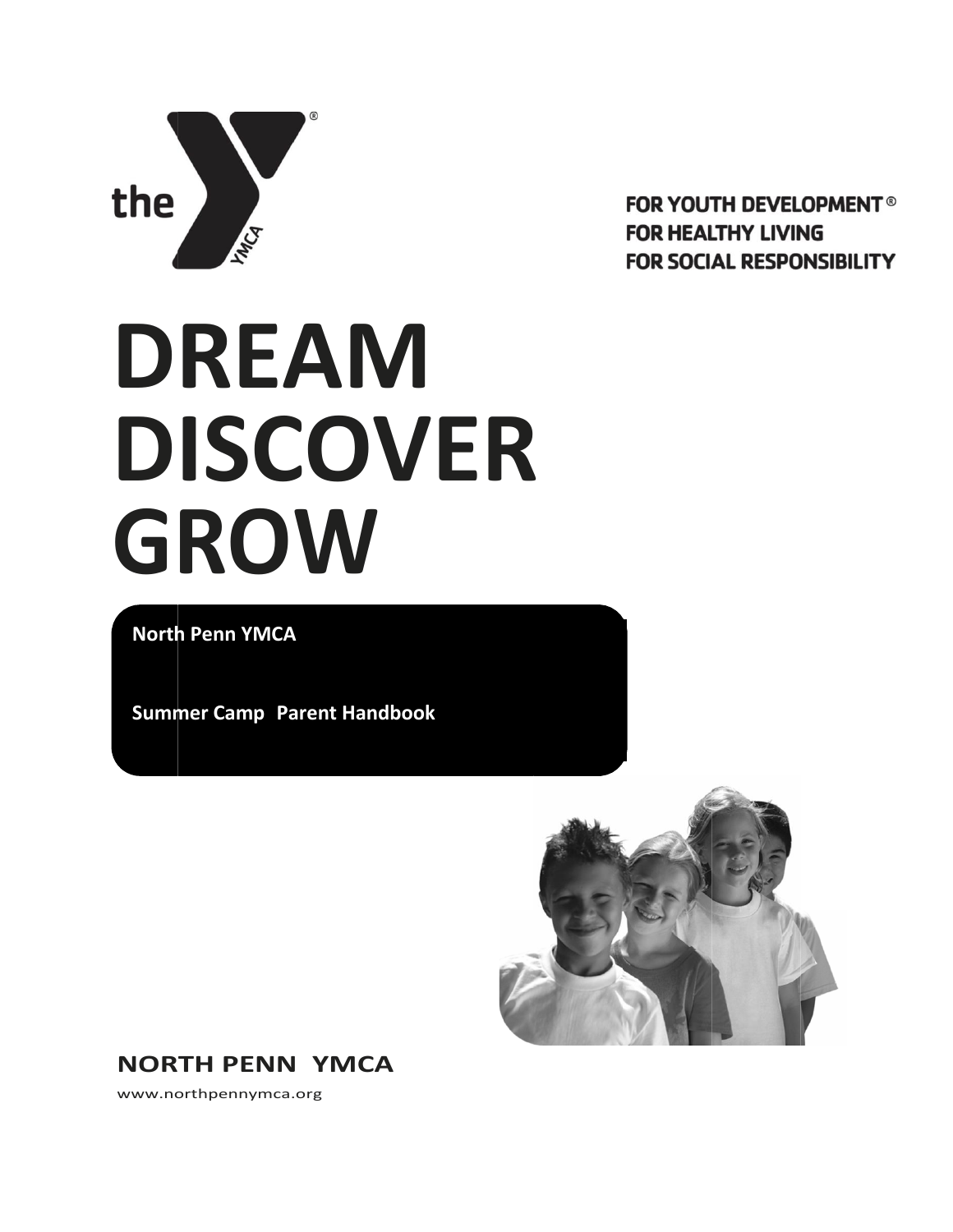the YMCA

FOR YOUTH DEVELOPMENT®
FOR HEALTHY LIVING
FOR SOCIAL RESPONSIBILITY

# DREAM DISCOVER GROW

**North Penn YMCA**

**Summer Camp Parent Handbook**

**NORTH PENN YMCA**

www.northpennymca.org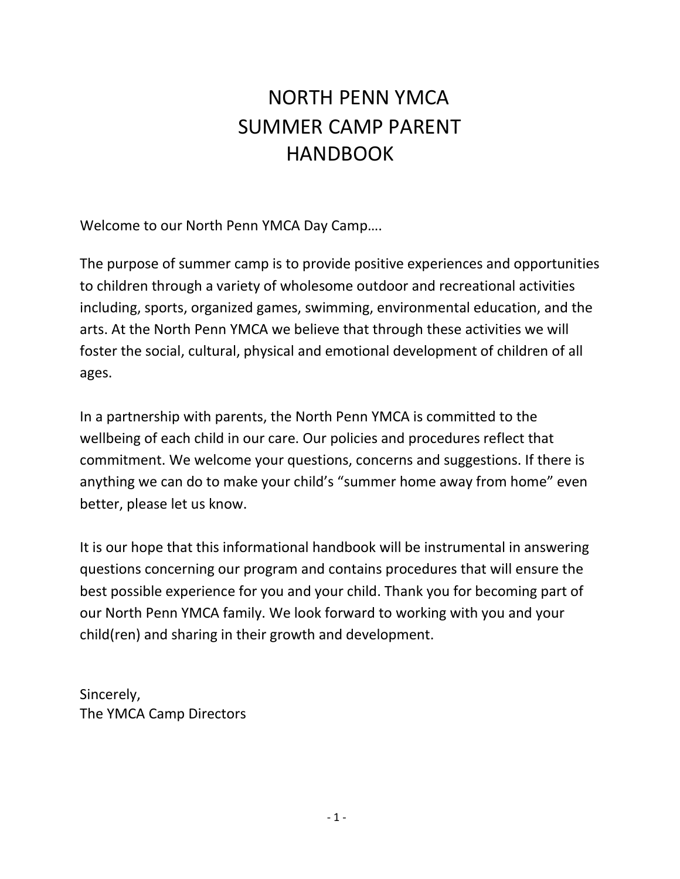# NORTH PENN YMCA SUMMER CAMP PARENT HANDBOOK

Welcome to our North Penn YMCA Day Camp….

The purpose of summer camp is to provide positive experiences and opportunities to children through a variety of wholesome outdoor and recreational activities including, sports, organized games, swimming, environmental education, and the arts. At the North Penn YMCA we believe that through these activities we will foster the social, cultural, physical and emotional development of children of all ages.

In a partnership with parents, the North Penn YMCA is committed to the wellbeing of each child in our care. Our policies and procedures reflect that commitment. We welcome your questions, concerns and suggestions. If there is anything we can do to make your child's "summer home away from home" even better, please let us know.

It is our hope that this informational handbook will be instrumental in answering questions concerning our program and contains procedures that will ensure the best possible experience for you and your child. Thank you for becoming part of our North Penn YMCA family. We look forward to working with you and your child(ren) and sharing in their growth and development.

Sincerely,
The YMCA Camp Directors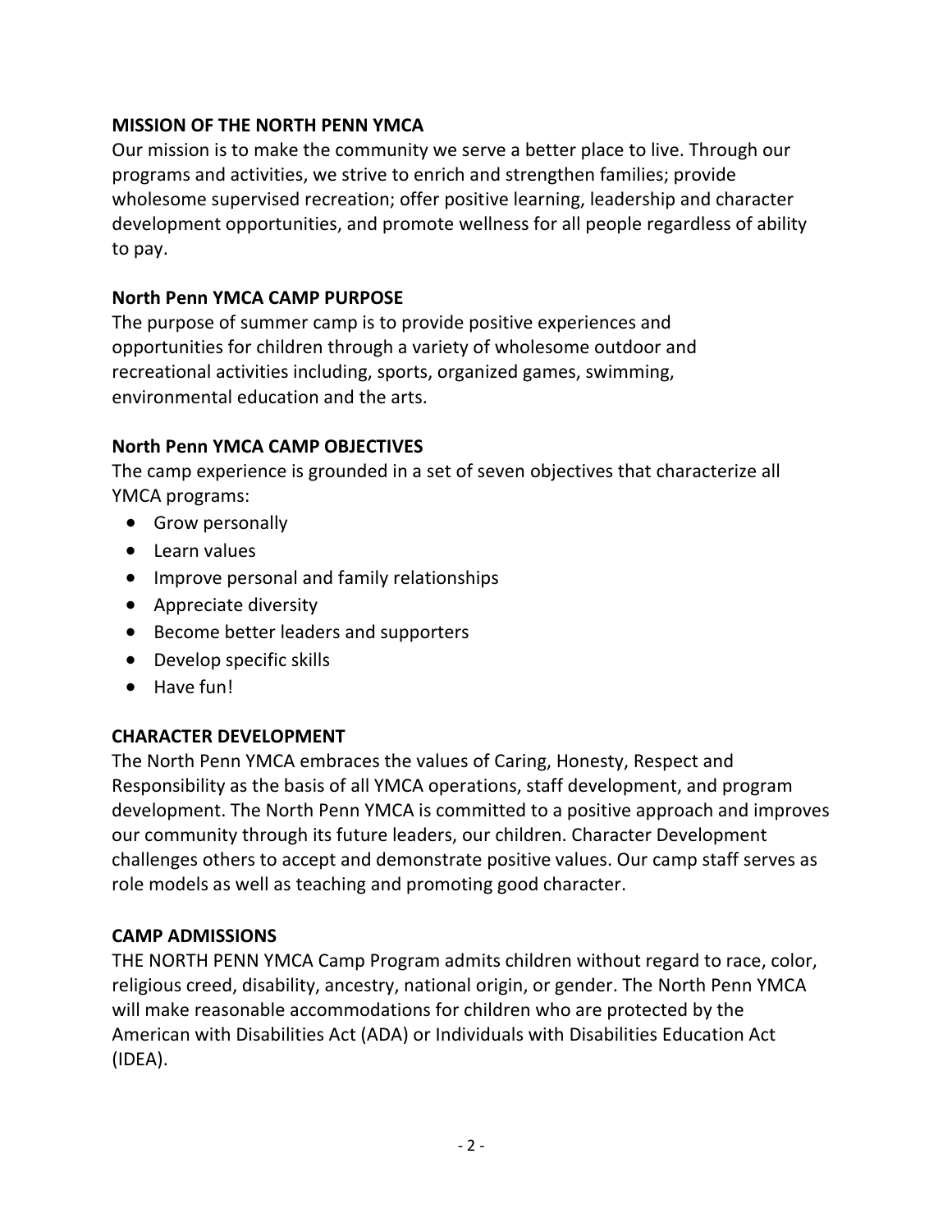## MISSION OF THE NORTH PENN YMCA

Our mission is to make the community we serve a better place to live. Through our programs and activities, we strive to enrich and strengthen families; provide wholesome supervised recreation; offer positive learning, leadership and character development opportunities, and promote wellness for all people regardless of ability to pay.

## North Penn YMCA CAMP PURPOSE

The purpose of summer camp is to provide positive experiences and opportunities for children through a variety of wholesome outdoor and recreational activities including, sports, organized games, swimming, environmental education and the arts.

## North Penn YMCA CAMP OBJECTIVES

The camp experience is grounded in a set of seven objectives that characterize all YMCA programs:

- Grow personally
- Learn values
- Improve personal and family relationships
- Appreciate diversity
- Become better leaders and supporters
- Develop specific skills
- Have fun!

## CHARACTER DEVELOPMENT

The North Penn YMCA embraces the values of Caring, Honesty, Respect and Responsibility as the basis of all YMCA operations, staff development, and program development. The North Penn YMCA is committed to a positive approach and improves our community through its future leaders, our children. Character Development challenges others to accept and demonstrate positive values. Our camp staff serves as role models as well as teaching and promoting good character.

## CAMP ADMISSIONS

THE NORTH PENN YMCA Camp Program admits children without regard to race, color, religious creed, disability, ancestry, national origin, or gender. The North Penn YMCA will make reasonable accommodations for children who are protected by the American with Disabilities Act (ADA) or Individuals with Disabilities Education Act (IDEA).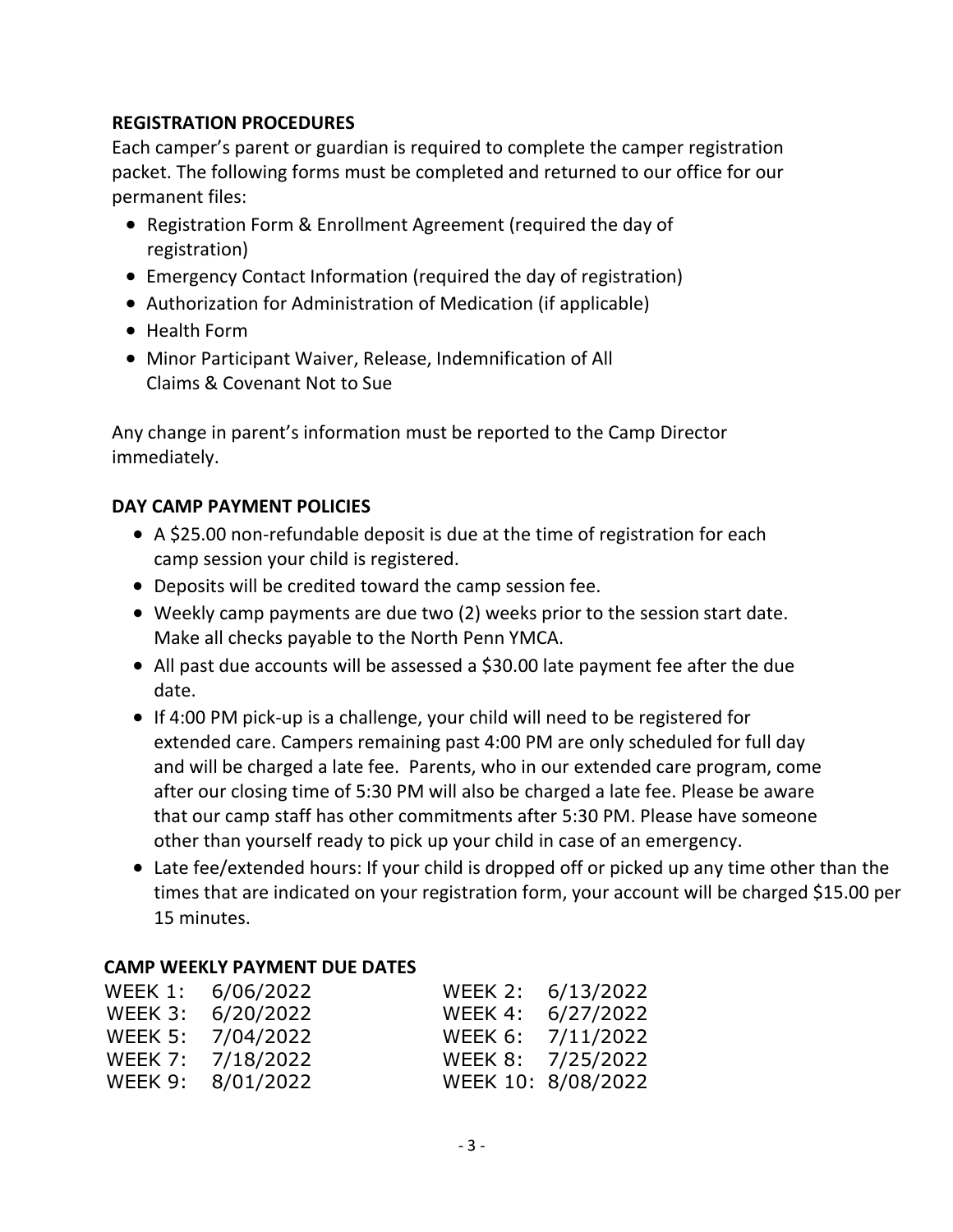## REGISTRATION PROCEDURES

Each camper's parent or guardian is required to complete the camper registration packet. The following forms must be completed and returned to our office for our permanent files:

- Registration Form & Enrollment Agreement (required the day of registration)
- Emergency Contact Information (required the day of registration)
- Authorization for Administration of Medication (if applicable)
- Health Form
- Minor Participant Waiver, Release, Indemnification of All Claims & Covenant Not to Sue

Any change in parent's information must be reported to the Camp Director immediately.

## DAY CAMP PAYMENT POLICIES

- A $25.00 non-refundable deposit is due at the time of registration for each camp session your child is registered.
- Deposits will be credited toward the camp session fee.
- Weekly camp payments are due two (2) weeks prior to the session start date. Make all checks payable to the North Penn YMCA.
- All past due accounts will be assessed a $30.00 late payment fee after the due date.
- If 4:00 PM pick-up is a challenge, your child will need to be registered for extended care. Campers remaining past 4:00 PM are only scheduled for full day and will be charged a late fee. Parents, who in our extended care program, come after our closing time of 5:30 PM will also be charged a late fee. Please be aware that our camp staff has other commitments after 5:30 PM. Please have someone other than yourself ready to pick up your child in case of an emergency.
- Late fee/extended hours: If your child is dropped off or picked up any time other than the times that are indicated on your registration form, your account will be charged $15.00 per 15 minutes.

## CAMP WEEKLY PAYMENT DUE DATES

| | | | |
|---|---|---|---|
| WEEK 1: | 6/06/2022 | WEEK 2: | 6/13/2022 |
| WEEK 3: | 6/20/2022 | WEEK 4: | 6/27/2022 |
| WEEK 5: | 7/04/2022 | WEEK 6: | 7/11/2022 |
| WEEK 7: | 7/18/2022 | WEEK 8: | 7/25/2022 |
| WEEK 9: | 8/01/2022 | WEEK 10: | 8/08/2022 |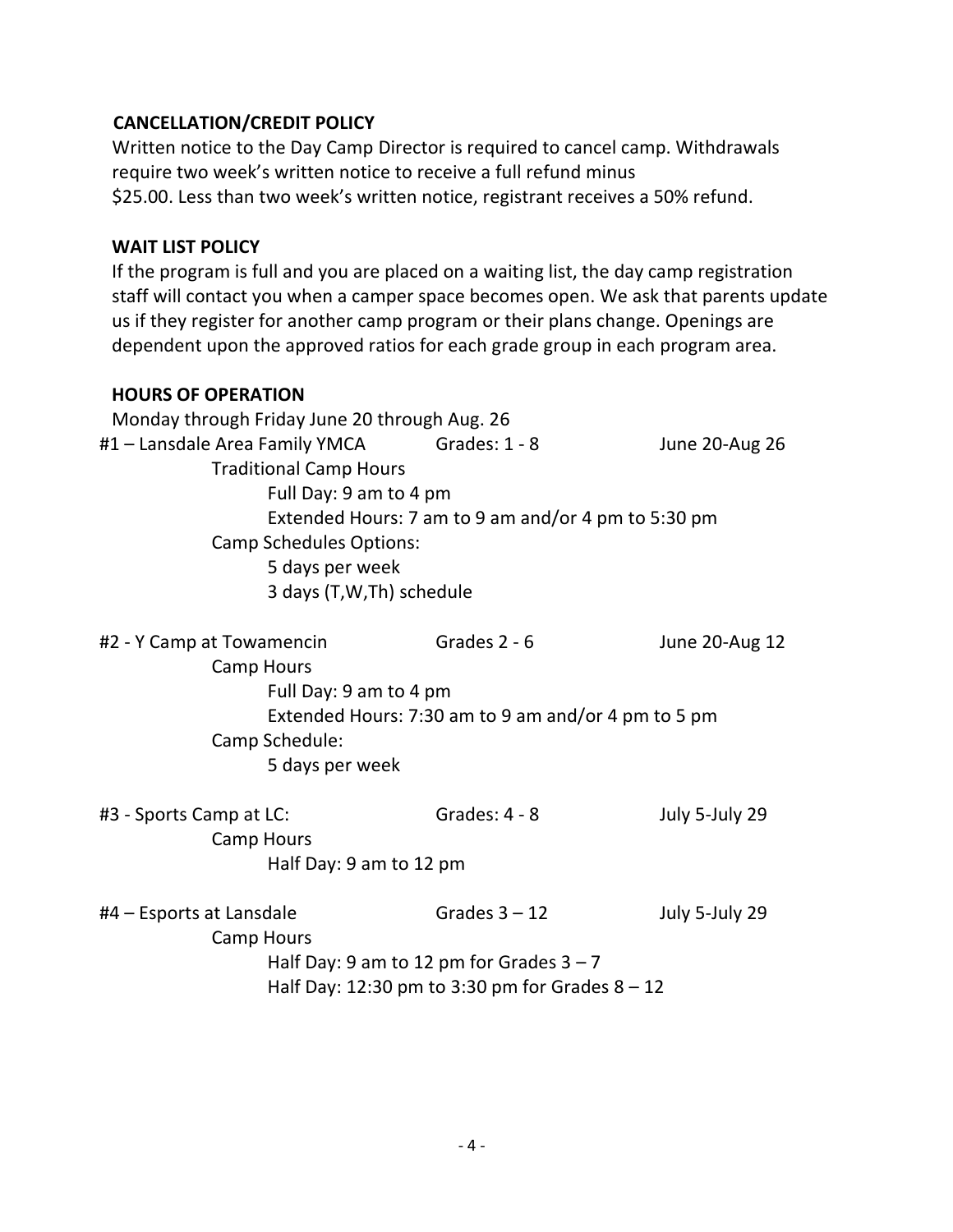## CANCELLATION/CREDIT POLICY

Written notice to the Day Camp Director is required to cancel camp. Withdrawals require two week's written notice to receive a full refund minus $25.00. Less than two week's written notice, registrant receives a 50% refund.

## WAIT LIST POLICY

If the program is full and you are placed on a waiting list, the day camp registration staff will contact you when a camper space becomes open. We ask that parents update us if they register for another camp program or their plans change. Openings are dependent upon the approved ratios for each grade group in each program area.

## HOURS OF OPERATION

Monday through Friday June 20 through Aug. 26

**#1 – Lansdale Area Family YMCA** — Grades: 1 - 8 — June 20-Aug 26

- Traditional Camp Hours
  - Full Day: 9 am to 4 pm
  - Extended Hours: 7 am to 9 am and/or 4 pm to 5:30 pm
- Camp Schedules Options:
  - 5 days per week
  - 3 days (T,W,Th) schedule

**#2 - Y Camp at Towamencin** — Grades 2 - 6 — June 20-Aug 12

- Camp Hours
  - Full Day: 9 am to 4 pm
  - Extended Hours: 7:30 am to 9 am and/or 4 pm to 5 pm
- Camp Schedule:
  - 5 days per week

**#3 - Sports Camp at LC:** — Grades: 4 - 8 — July 5-July 29

- Camp Hours
  - Half Day: 9 am to 12 pm

**#4 – Esports at Lansdale** — Grades 3 – 12 — July 5-July 29

- Camp Hours
  - Half Day: 9 am to 12 pm for Grades 3 – 7
  - Half Day: 12:30 pm to 3:30 pm for Grades 8 – 12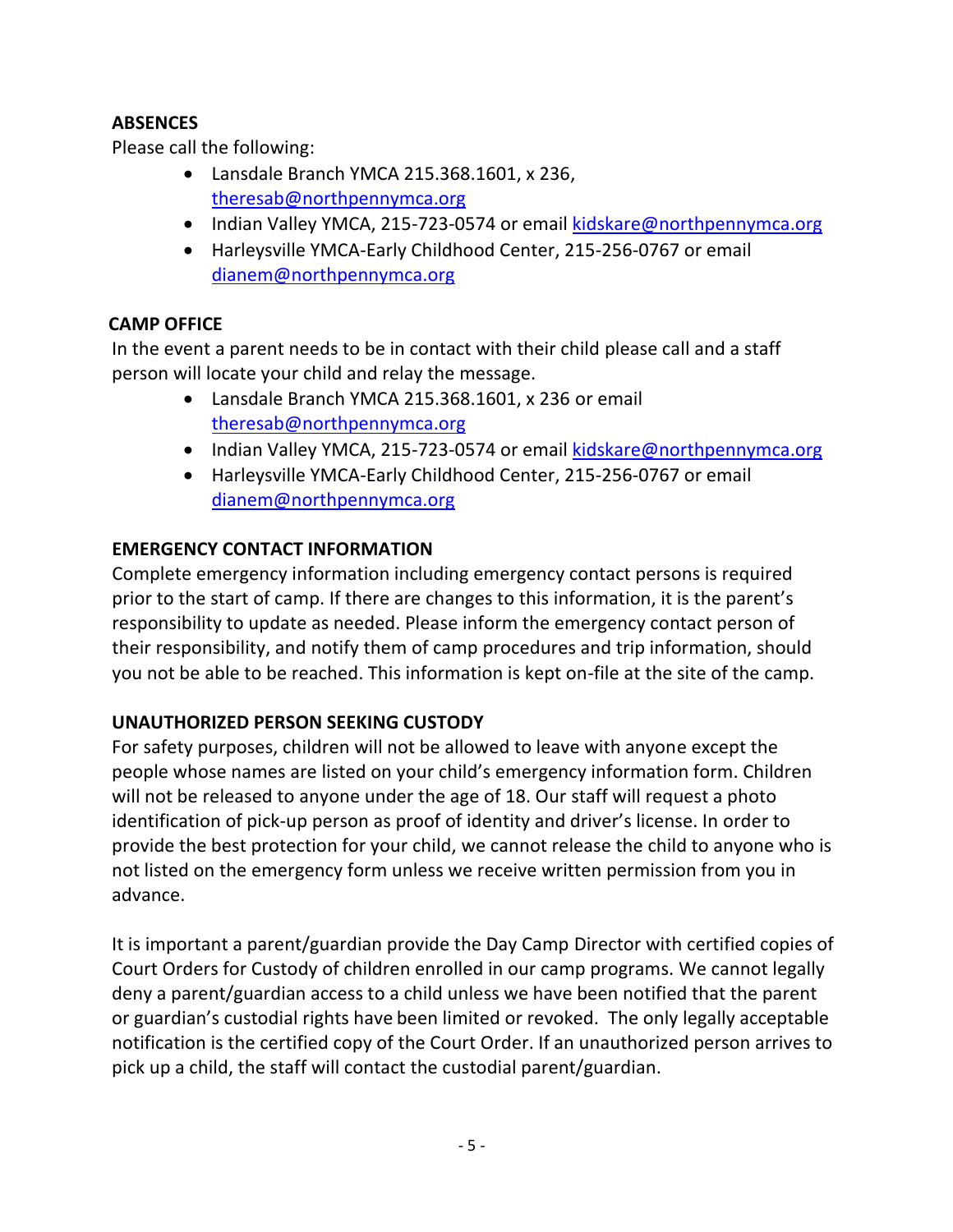## ABSENCES

Please call the following:

- Lansdale Branch YMCA 215.368.1601, x 236, theresab@northpennymca.org
- Indian Valley YMCA, 215-723-0574 or email kidskare@northpennymca.org
- Harleysville YMCA-Early Childhood Center, 215-256-0767 or email dianem@northpennymca.org

## CAMP OFFICE

In the event a parent needs to be in contact with their child please call and a staff person will locate your child and relay the message.

- Lansdale Branch YMCA 215.368.1601, x 236 or email theresab@northpennymca.org
- Indian Valley YMCA, 215-723-0574 or email kidskare@northpennymca.org
- Harleysville YMCA-Early Childhood Center, 215-256-0767 or email dianem@northpennymca.org

## EMERGENCY CONTACT INFORMATION

Complete emergency information including emergency contact persons is required prior to the start of camp. If there are changes to this information, it is the parent's responsibility to update as needed. Please inform the emergency contact person of their responsibility, and notify them of camp procedures and trip information, should you not be able to be reached. This information is kept on-file at the site of the camp.

## UNAUTHORIZED PERSON SEEKING CUSTODY

For safety purposes, children will not be allowed to leave with anyone except the people whose names are listed on your child's emergency information form. Children will not be released to anyone under the age of 18. Our staff will request a photo identification of pick-up person as proof of identity and driver's license. In order to provide the best protection for your child, we cannot release the child to anyone who is not listed on the emergency form unless we receive written permission from you in advance.

It is important a parent/guardian provide the Day Camp Director with certified copies of Court Orders for Custody of children enrolled in our camp programs. We cannot legally deny a parent/guardian access to a child unless we have been notified that the parent or guardian's custodial rights have been limited or revoked. The only legally acceptable notification is the certified copy of the Court Order. If an unauthorized person arrives to pick up a child, the staff will contact the custodial parent/guardian.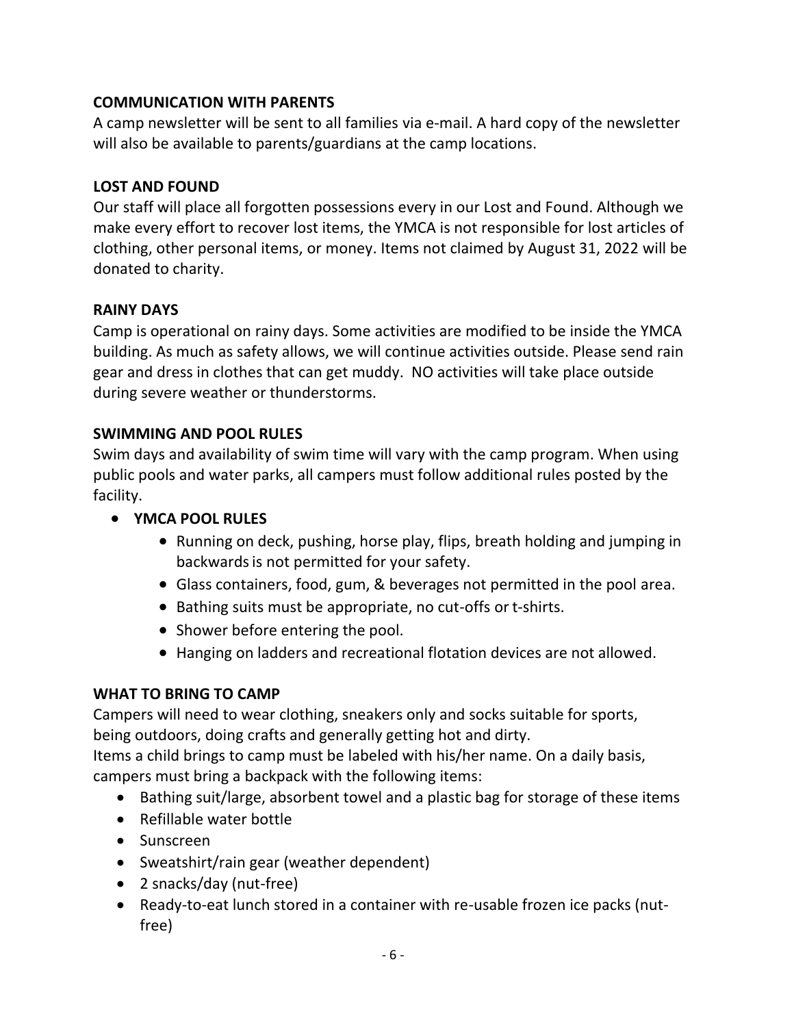## COMMUNICATION WITH PARENTS

A camp newsletter will be sent to all families via e-mail. A hard copy of the newsletter will also be available to parents/guardians at the camp locations.

## LOST AND FOUND

Our staff will place all forgotten possessions every in our Lost and Found. Although we make every effort to recover lost items, the YMCA is not responsible for lost articles of clothing, other personal items, or money. Items not claimed by August 31, 2022 will be donated to charity.

## RAINY DAYS

Camp is operational on rainy days. Some activities are modified to be inside the YMCA building. As much as safety allows, we will continue activities outside. Please send rain gear and dress in clothes that can get muddy. NO activities will take place outside during severe weather or thunderstorms.

## SWIMMING AND POOL RULES

Swim days and availability of swim time will vary with the camp program. When using public pools and water parks, all campers must follow additional rules posted by the facility.

- **YMCA POOL RULES**
  - Running on deck, pushing, horse play, flips, breath holding and jumping in backwards is not permitted for your safety.
  - Glass containers, food, gum, & beverages not permitted in the pool area.
  - Bathing suits must be appropriate, no cut-offs or t-shirts.
  - Shower before entering the pool.
  - Hanging on ladders and recreational flotation devices are not allowed.

## WHAT TO BRING TO CAMP

Campers will need to wear clothing, sneakers only and socks suitable for sports, being outdoors, doing crafts and generally getting hot and dirty.
Items a child brings to camp must be labeled with his/her name. On a daily basis, campers must bring a backpack with the following items:

- Bathing suit/large, absorbent towel and a plastic bag for storage of these items
- Refillable water bottle
- Sunscreen
- Sweatshirt/rain gear (weather dependent)
- 2 snacks/day (nut-free)
- Ready-to-eat lunch stored in a container with re-usable frozen ice packs (nut-free)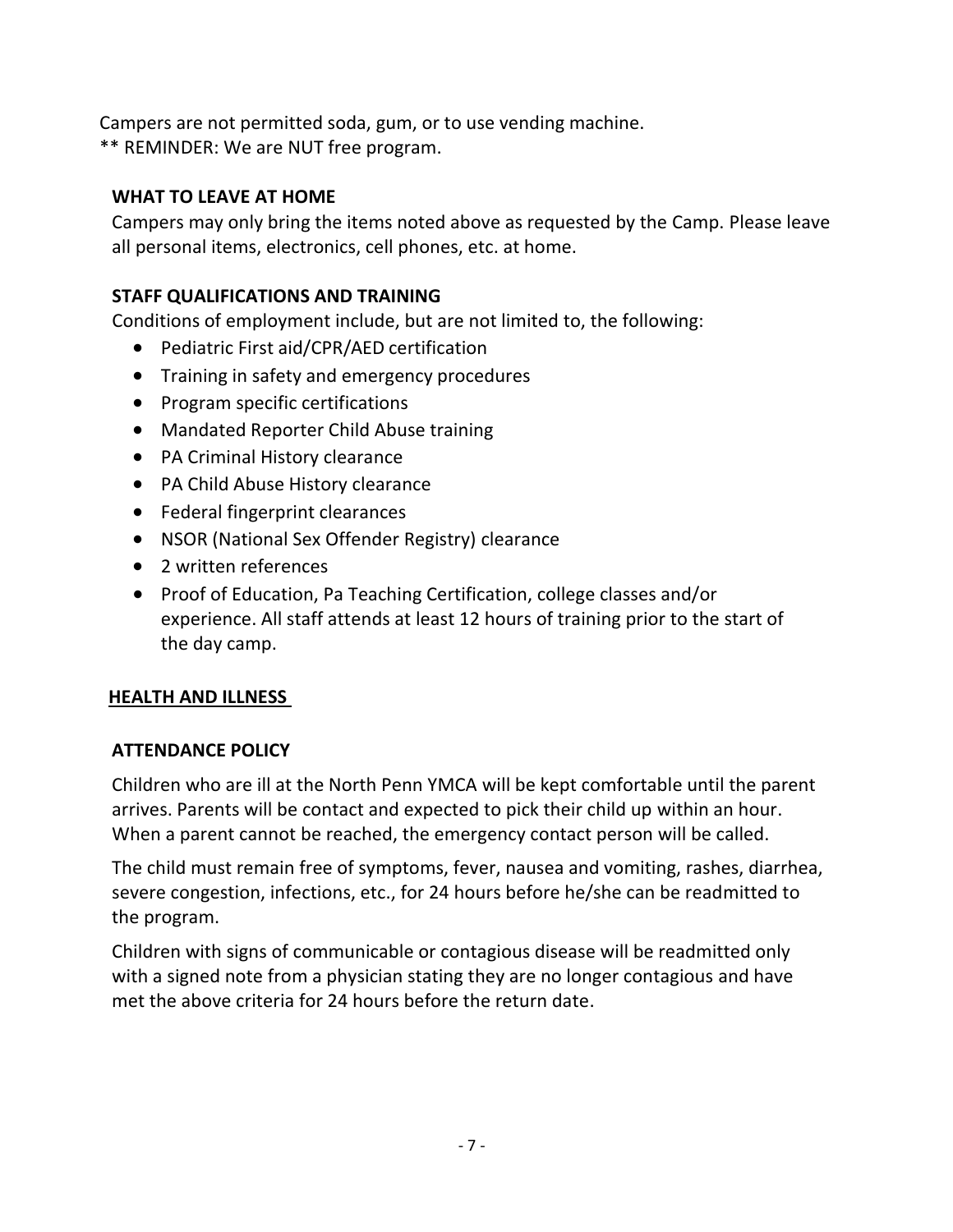Campers are not permitted soda, gum, or to use vending machine.
** REMINDER: We are NUT free program.

## WHAT TO LEAVE AT HOME

Campers may only bring the items noted above as requested by the Camp. Please leave all personal items, electronics, cell phones, etc. at home.

## STAFF QUALIFICATIONS AND TRAINING

Conditions of employment include, but are not limited to, the following:

- Pediatric First aid/CPR/AED certification
- Training in safety and emergency procedures
- Program specific certifications
- Mandated Reporter Child Abuse training
- PA Criminal History clearance
- PA Child Abuse History clearance
- Federal fingerprint clearances
- NSOR (National Sex Offender Registry) clearance
- 2 written references
- Proof of Education, Pa Teaching Certification, college classes and/or experience. All staff attends at least 12 hours of training prior to the start of the day camp.

## HEALTH AND ILLNESS

## ATTENDANCE POLICY

Children who are ill at the North Penn YMCA will be kept comfortable until the parent arrives. Parents will be contact and expected to pick their child up within an hour. When a parent cannot be reached, the emergency contact person will be called.

The child must remain free of symptoms, fever, nausea and vomiting, rashes, diarrhea, severe congestion, infections, etc., for 24 hours before he/she can be readmitted to the program.

Children with signs of communicable or contagious disease will be readmitted only with a signed note from a physician stating they are no longer contagious and have met the above criteria for 24 hours before the return date.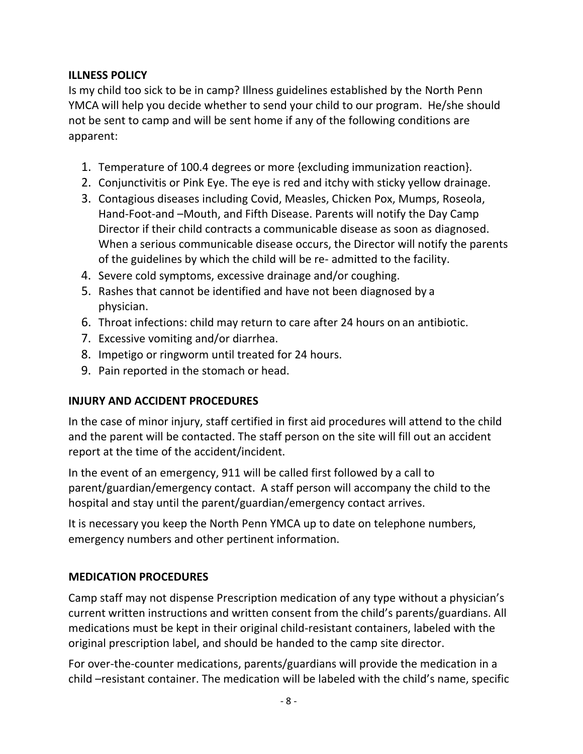## ILLNESS POLICY

Is my child too sick to be in camp? Illness guidelines established by the North Penn YMCA will help you decide whether to send your child to our program. He/she should not be sent to camp and will be sent home if any of the following conditions are apparent:

1. Temperature of 100.4 degrees or more {excluding immunization reaction}.
2. Conjunctivitis or Pink Eye. The eye is red and itchy with sticky yellow drainage.
3. Contagious diseases including Covid, Measles, Chicken Pox, Mumps, Roseola, Hand-Foot-and –Mouth, and Fifth Disease. Parents will notify the Day Camp Director if their child contracts a communicable disease as soon as diagnosed. When a serious communicable disease occurs, the Director will notify the parents of the guidelines by which the child will be re- admitted to the facility.
4. Severe cold symptoms, excessive drainage and/or coughing.
5. Rashes that cannot be identified and have not been diagnosed by a physician.
6. Throat infections: child may return to care after 24 hours on an antibiotic.
7. Excessive vomiting and/or diarrhea.
8. Impetigo or ringworm until treated for 24 hours.
9. Pain reported in the stomach or head.

## INJURY AND ACCIDENT PROCEDURES

In the case of minor injury, staff certified in first aid procedures will attend to the child and the parent will be contacted. The staff person on the site will fill out an accident report at the time of the accident/incident.

In the event of an emergency, 911 will be called first followed by a call to parent/guardian/emergency contact. A staff person will accompany the child to the hospital and stay until the parent/guardian/emergency contact arrives.

It is necessary you keep the North Penn YMCA up to date on telephone numbers, emergency numbers and other pertinent information.

## MEDICATION PROCEDURES

Camp staff may not dispense Prescription medication of any type without a physician's current written instructions and written consent from the child's parents/guardians. All medications must be kept in their original child-resistant containers, labeled with the original prescription label, and should be handed to the camp site director.

For over-the-counter medications, parents/guardians will provide the medication in a child –resistant container. The medication will be labeled with the child's name, specific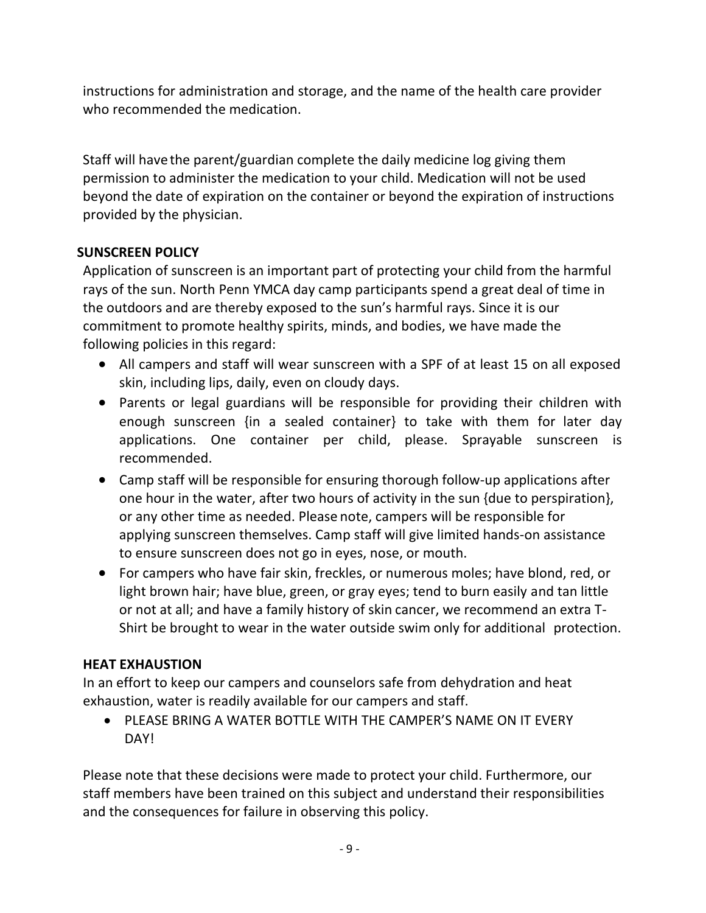instructions for administration and storage, and the name of the health care provider who recommended the medication.

Staff will have the parent/guardian complete the daily medicine log giving them permission to administer the medication to your child. Medication will not be used beyond the date of expiration on the container or beyond the expiration of instructions provided by the physician.

**SUNSCREEN POLICY**

Application of sunscreen is an important part of protecting your child from the harmful rays of the sun. North Penn YMCA day camp participants spend a great deal of time in the outdoors and are thereby exposed to the sun's harmful rays. Since it is our commitment to promote healthy spirits, minds, and bodies, we have made the following policies in this regard:

- All campers and staff will wear sunscreen with a SPF of at least 15 on all exposed skin, including lips, daily, even on cloudy days.
- Parents or legal guardians will be responsible for providing their children with enough sunscreen {in a sealed container} to take with them for later day applications. One container per child, please. Sprayable sunscreen is recommended.
- Camp staff will be responsible for ensuring thorough follow-up applications after one hour in the water, after two hours of activity in the sun {due to perspiration}, or any other time as needed. Please note, campers will be responsible for applying sunscreen themselves. Camp staff will give limited hands-on assistance to ensure sunscreen does not go in eyes, nose, or mouth.
- For campers who have fair skin, freckles, or numerous moles; have blond, red, or light brown hair; have blue, green, or gray eyes; tend to burn easily and tan little or not at all; and have a family history of skin cancer, we recommend an extra T-Shirt be brought to wear in the water outside swim only for additional protection.

**HEAT EXHAUSTION**

In an effort to keep our campers and counselors safe from dehydration and heat exhaustion, water is readily available for our campers and staff.

- PLEASE BRING A WATER BOTTLE WITH THE CAMPER'S NAME ON IT EVERY DAY!

Please note that these decisions were made to protect your child. Furthermore, our staff members have been trained on this subject and understand their responsibilities and the consequences for failure in observing this policy.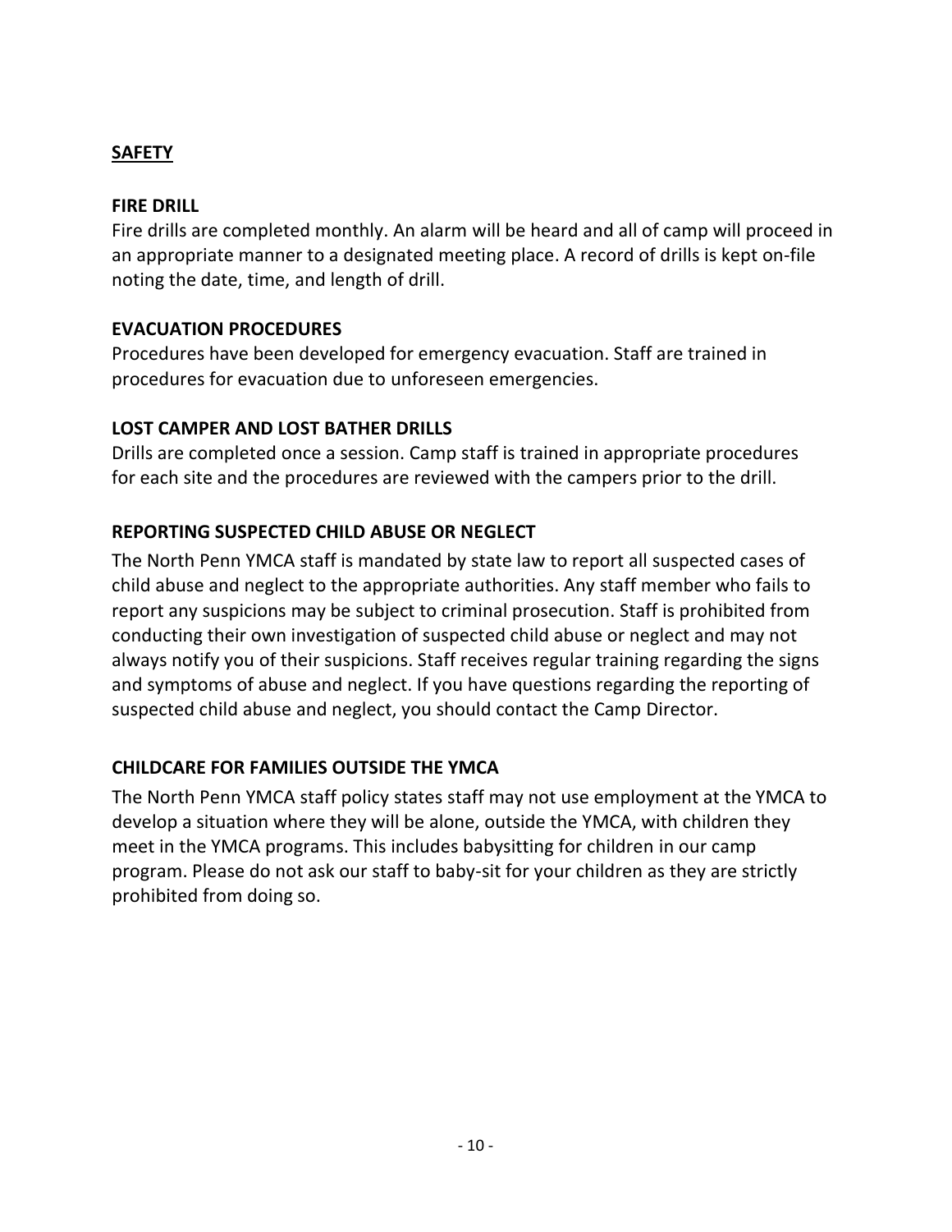## SAFETY

### FIRE DRILL

Fire drills are completed monthly. An alarm will be heard and all of camp will proceed in an appropriate manner to a designated meeting place. A record of drills is kept on-file noting the date, time, and length of drill.

### EVACUATION PROCEDURES

Procedures have been developed for emergency evacuation. Staff are trained in procedures for evacuation due to unforeseen emergencies.

### LOST CAMPER AND LOST BATHER DRILLS

Drills are completed once a session. Camp staff is trained in appropriate procedures for each site and the procedures are reviewed with the campers prior to the drill.

### REPORTING SUSPECTED CHILD ABUSE OR NEGLECT

The North Penn YMCA staff is mandated by state law to report all suspected cases of child abuse and neglect to the appropriate authorities. Any staff member who fails to report any suspicions may be subject to criminal prosecution. Staff is prohibited from conducting their own investigation of suspected child abuse or neglect and may not always notify you of their suspicions. Staff receives regular training regarding the signs and symptoms of abuse and neglect. If you have questions regarding the reporting of suspected child abuse and neglect, you should contact the Camp Director.

### CHILDCARE FOR FAMILIES OUTSIDE THE YMCA

The North Penn YMCA staff policy states staff may not use employment at the YMCA to develop a situation where they will be alone, outside the YMCA, with children they meet in the YMCA programs. This includes babysitting for children in our camp program. Please do not ask our staff to baby-sit for your children as they are strictly prohibited from doing so.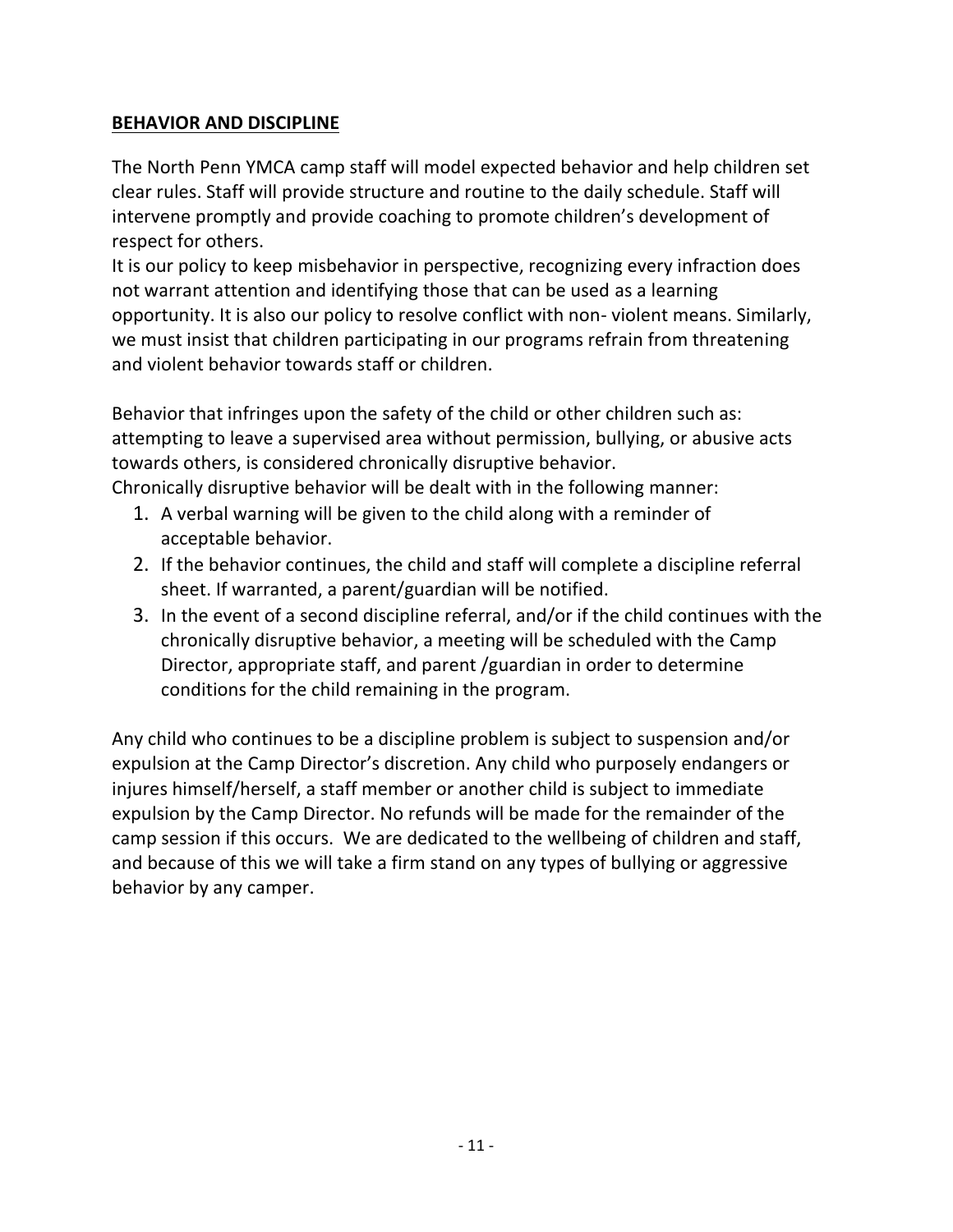## **BEHAVIOR AND DISCIPLINE**

The North Penn YMCA camp staff will model expected behavior and help children set clear rules. Staff will provide structure and routine to the daily schedule. Staff will intervene promptly and provide coaching to promote children's development of respect for others.
It is our policy to keep misbehavior in perspective, recognizing every infraction does not warrant attention and identifying those that can be used as a learning opportunity. It is also our policy to resolve conflict with non- violent means. Similarly, we must insist that children participating in our programs refrain from threatening and violent behavior towards staff or children.

Behavior that infringes upon the safety of the child or other children such as: attempting to leave a supervised area without permission, bullying, or abusive acts towards others, is considered chronically disruptive behavior.
Chronically disruptive behavior will be dealt with in the following manner:

1. A verbal warning will be given to the child along with a reminder of acceptable behavior.
2. If the behavior continues, the child and staff will complete a discipline referral sheet. If warranted, a parent/guardian will be notified.
3. In the event of a second discipline referral, and/or if the child continues with the chronically disruptive behavior, a meeting will be scheduled with the Camp Director, appropriate staff, and parent /guardian in order to determine conditions for the child remaining in the program.

Any child who continues to be a discipline problem is subject to suspension and/or expulsion at the Camp Director's discretion. Any child who purposely endangers or injures himself/herself, a staff member or another child is subject to immediate expulsion by the Camp Director. No refunds will be made for the remainder of the camp session if this occurs. We are dedicated to the wellbeing of children and staff, and because of this we will take a firm stand on any types of bullying or aggressive behavior by any camper.